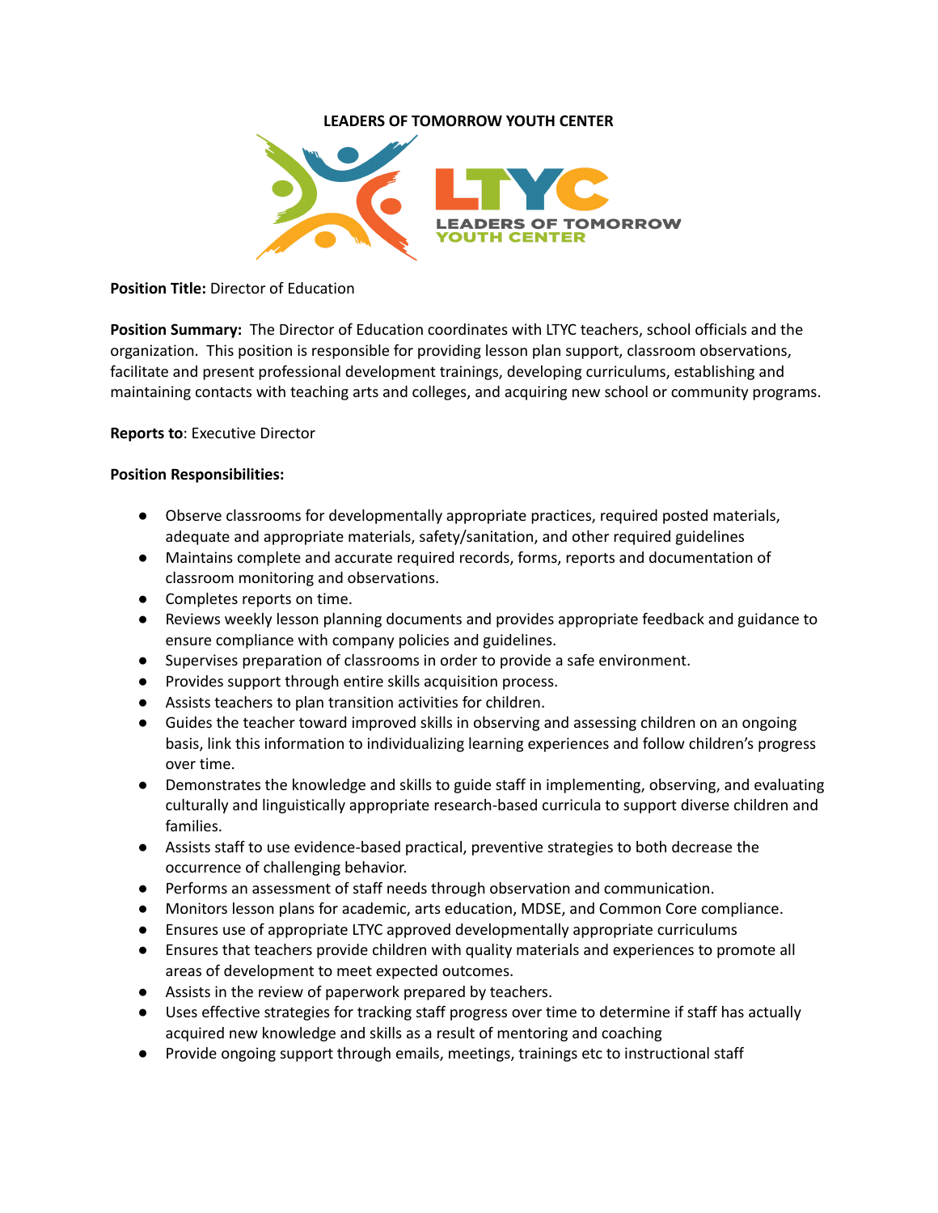**LEADERS OF TOMORROW YOUTH CENTER**

**Position Title:** Director of Education

**Position Summary:** The Director of Education coordinates with LTYC teachers, school officials and the organization. This position is responsible for providing lesson plan support, classroom observations, facilitate and present professional development trainings, developing curriculums, establishing and maintaining contacts with teaching arts and colleges, and acquiring new school or community programs.

**Reports to**: Executive Director

**Position Responsibilities:**

- Observe classrooms for developmentally appropriate practices, required posted materials, adequate and appropriate materials, safety/sanitation, and other required guidelines
- Maintains complete and accurate required records, forms, reports and documentation of classroom monitoring and observations.
- Completes reports on time.
- Reviews weekly lesson planning documents and provides appropriate feedback and guidance to ensure compliance with company policies and guidelines.
- Supervises preparation of classrooms in order to provide a safe environment.
- Provides support through entire skills acquisition process.
- Assists teachers to plan transition activities for children.
- Guides the teacher toward improved skills in observing and assessing children on an ongoing basis, link this information to individualizing learning experiences and follow children's progress over time.
- Demonstrates the knowledge and skills to guide staff in implementing, observing, and evaluating culturally and linguistically appropriate research-based curricula to support diverse children and families.
- Assists staff to use evidence-based practical, preventive strategies to both decrease the occurrence of challenging behavior.
- Performs an assessment of staff needs through observation and communication.
- Monitors lesson plans for academic, arts education, MDSE, and Common Core compliance.
- Ensures use of appropriate LTYC approved developmentally appropriate curriculums
- Ensures that teachers provide children with quality materials and experiences to promote all areas of development to meet expected outcomes.
- Assists in the review of paperwork prepared by teachers.
- Uses effective strategies for tracking staff progress over time to determine if staff has actually acquired new knowledge and skills as a result of mentoring and coaching
- Provide ongoing support through emails, meetings, trainings etc to instructional staff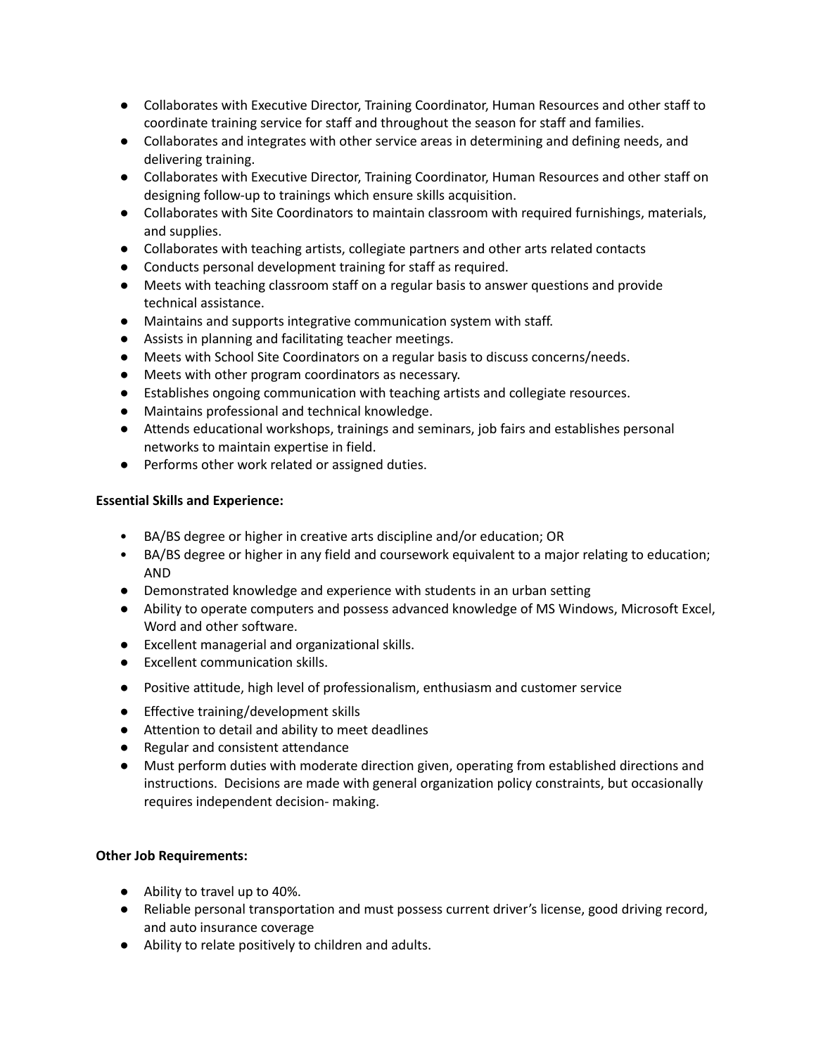- Collaborates with Executive Director, Training Coordinator, Human Resources and other staff to coordinate training service for staff and throughout the season for staff and families.
- Collaborates and integrates with other service areas in determining and defining needs, and delivering training.
- Collaborates with Executive Director, Training Coordinator, Human Resources and other staff on designing follow-up to trainings which ensure skills acquisition.
- Collaborates with Site Coordinators to maintain classroom with required furnishings, materials, and supplies.
- Collaborates with teaching artists, collegiate partners and other arts related contacts
- Conducts personal development training for staff as required.
- Meets with teaching classroom staff on a regular basis to answer questions and provide technical assistance.
- Maintains and supports integrative communication system with staff.
- Assists in planning and facilitating teacher meetings.
- Meets with School Site Coordinators on a regular basis to discuss concerns/needs.
- Meets with other program coordinators as necessary.
- Establishes ongoing communication with teaching artists and collegiate resources.
- Maintains professional and technical knowledge.
- Attends educational workshops, trainings and seminars, job fairs and establishes personal networks to maintain expertise in field.
- Performs other work related or assigned duties.

**Essential Skills and Experience:**

- BA/BS degree or higher in creative arts discipline and/or education; OR
- BA/BS degree or higher in any field and coursework equivalent to a major relating to education; AND
- Demonstrated knowledge and experience with students in an urban setting
- Ability to operate computers and possess advanced knowledge of MS Windows, Microsoft Excel, Word and other software.
- Excellent managerial and organizational skills.
- Excellent communication skills.
- Positive attitude, high level of professionalism, enthusiasm and customer service
- Effective training/development skills
- Attention to detail and ability to meet deadlines
- Regular and consistent attendance
- Must perform duties with moderate direction given, operating from established directions and instructions. Decisions are made with general organization policy constraints, but occasionally requires independent decision- making.

**Other Job Requirements:**

- Ability to travel up to 40%.
- Reliable personal transportation and must possess current driver's license, good driving record, and auto insurance coverage
- Ability to relate positively to children and adults.